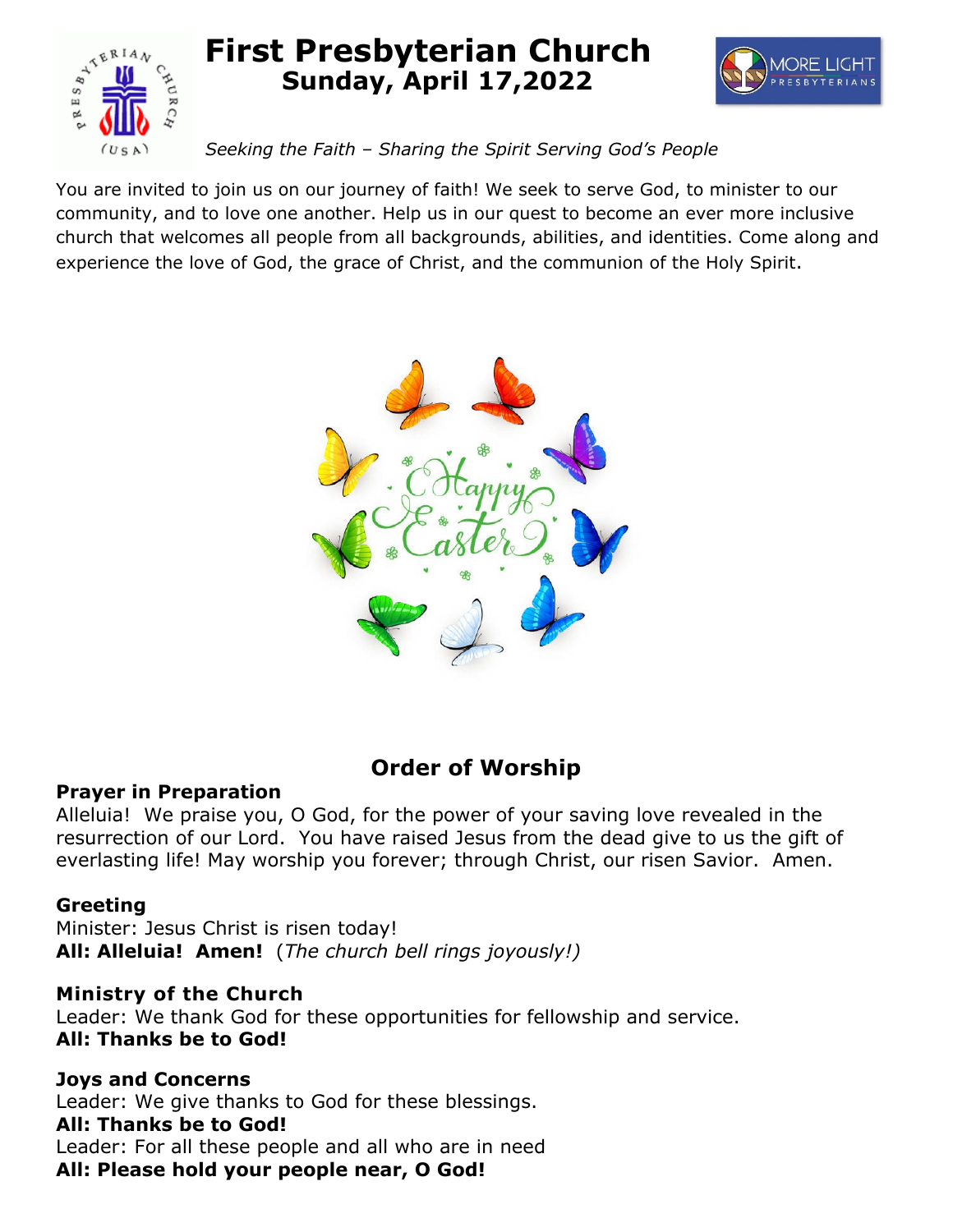# First Presbyterian Church
## Sunday, April 17,2022

*Seeking the Faith – Sharing the Spirit Serving God's People*

You are invited to join us on our journey of faith! We seek to serve God, to minister to our community, and to love one another. Help us in our quest to become an ever more inclusive church that welcomes all people from all backgrounds, abilities, and identities. Come along and experience the love of God, the grace of Christ, and the communion of the Holy Spirit.

## Order of Worship

**Prayer in Preparation**
Alleluia! We praise you, O God, for the power of your saving love revealed in the resurrection of our Lord. You have raised Jesus from the dead give to us the gift of everlasting life! May worship you forever; through Christ, our risen Savior. Amen.

**Greeting**
Minister: Jesus Christ is risen today!
**All: Alleluia! Amen!** (*The church bell rings joyously!)*

**Ministry of the Church**
Leader: We thank God for these opportunities for fellowship and service.
**All: Thanks be to God!**

**Joys and Concerns**
Leader: We give thanks to God for these blessings.
**All: Thanks be to God!**
Leader: For all these people and all who are in need
**All: Please hold your people near, O God!**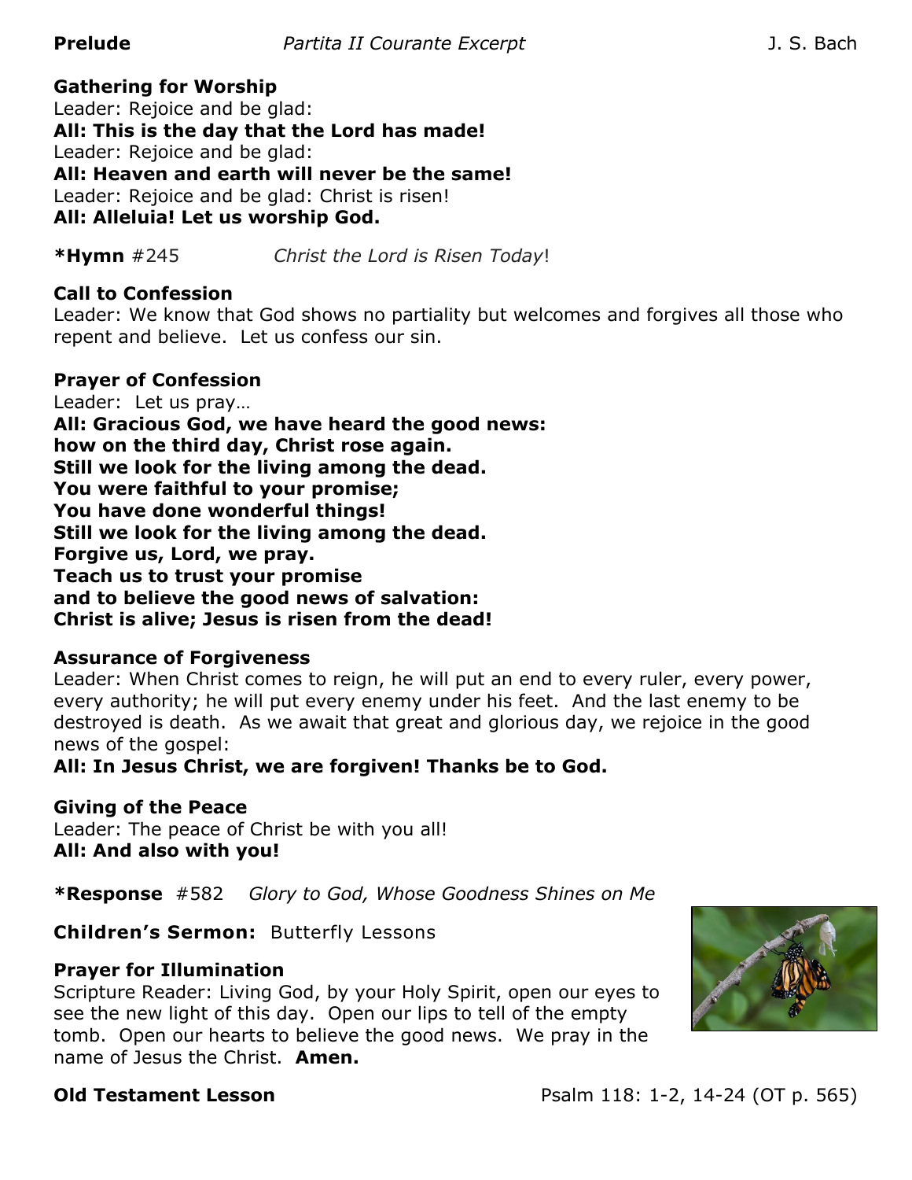**Prelude** *Partita II Courante Excerpt* J. S. Bach

**Gathering for Worship**
Leader: Rejoice and be glad:
**All: This is the day that the Lord has made!**
Leader: Rejoice and be glad:
**All: Heaven and earth will never be the same!**
Leader: Rejoice and be glad: Christ is risen!
**All: Alleluia! Let us worship God.**

**\*Hymn** #245 *Christ the Lord is Risen Today*!

**Call to Confession**
Leader: We know that God shows no partiality but welcomes and forgives all those who repent and believe. Let us confess our sin.

**Prayer of Confession**
Leader: Let us pray…
**All: Gracious God, we have heard the good news:**
**how on the third day, Christ rose again.**
**Still we look for the living among the dead.**
**You were faithful to your promise;**
**You have done wonderful things!**
**Still we look for the living among the dead.**
**Forgive us, Lord, we pray.**
**Teach us to trust your promise**
**and to believe the good news of salvation:**
**Christ is alive; Jesus is risen from the dead!**

**Assurance of Forgiveness**
Leader: When Christ comes to reign, he will put an end to every ruler, every power, every authority; he will put every enemy under his feet. And the last enemy to be destroyed is death. As we await that great and glorious day, we rejoice in the good news of the gospel:
**All: In Jesus Christ, we are forgiven! Thanks be to God.**

**Giving of the Peace**
Leader: The peace of Christ be with you all!
**All: And also with you!**

**\*Response** #582 *Glory to God, Whose Goodness Shines on Me*

**Children's Sermon:** Butterfly Lessons

**Prayer for Illumination**
Scripture Reader: Living God, by your Holy Spirit, open our eyes to see the new light of this day. Open our lips to tell of the empty tomb. Open our hearts to believe the good news. We pray in the name of Jesus the Christ. **Amen.**

**Old Testament Lesson** Psalm 118: 1-2, 14-24 (OT p. 565)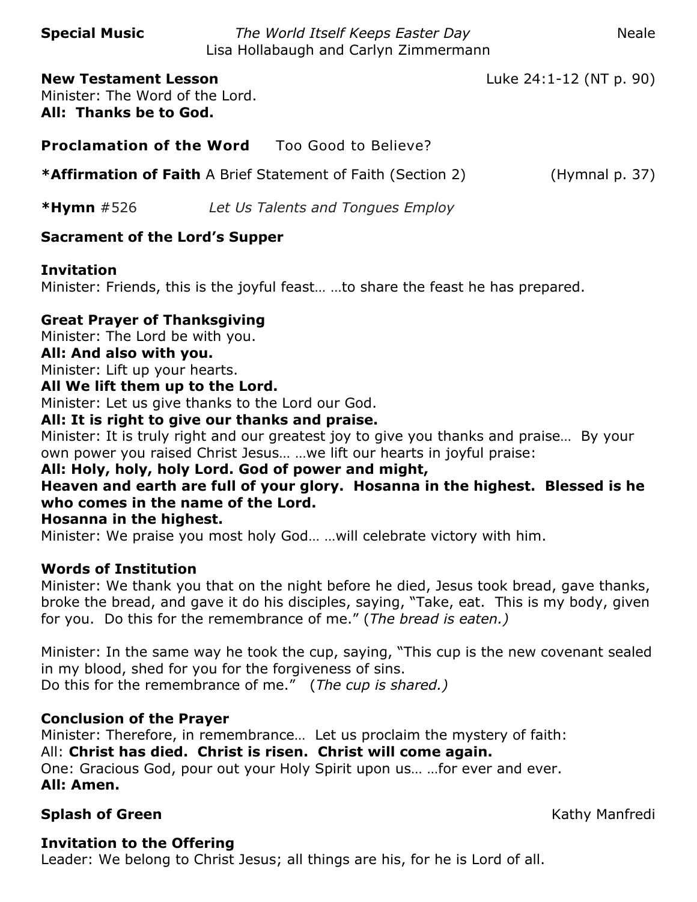**Special Music** *The World Itself Keeps Easter Day* Neale
Lisa Hollabaugh and Carlyn Zimmermann

**New Testament Lesson** Luke 24:1-12 (NT p. 90)
Minister: The Word of the Lord.
**All: Thanks be to God.**

**Proclamation of the Word** Too Good to Believe?

***Affirmation of Faith** A Brief Statement of Faith (Section 2) (Hymnal p. 37)

***Hymn** #526 *Let Us Talents and Tongues Employ*

**Sacrament of the Lord's Supper**

**Invitation**
Minister: Friends, this is the joyful feast… …to share the feast he has prepared.

**Great Prayer of Thanksgiving**
Minister: The Lord be with you.
**All: And also with you.**
Minister: Lift up your hearts.
**All We lift them up to the Lord.**
Minister: Let us give thanks to the Lord our God.
**All: It is right to give our thanks and praise.**
Minister: It is truly right and our greatest joy to give you thanks and praise… By your own power you raised Christ Jesus… …we lift our hearts in joyful praise:
**All: Holy, holy, holy Lord. God of power and might,**
**Heaven and earth are full of your glory. Hosanna in the highest. Blessed is he who comes in the name of the Lord.**
**Hosanna in the highest.**
Minister: We praise you most holy God… …will celebrate victory with him.

**Words of Institution**
Minister: We thank you that on the night before he died, Jesus took bread, gave thanks, broke the bread, and gave it do his disciples, saying, "Take, eat. This is my body, given for you. Do this for the remembrance of me." (*The bread is eaten.)*

Minister: In the same way he took the cup, saying, "This cup is the new covenant sealed in my blood, shed for you for the forgiveness of sins.
Do this for the remembrance of me." (*The cup is shared.)*

**Conclusion of the Prayer**
Minister: Therefore, in remembrance… Let us proclaim the mystery of faith:
All: **Christ has died. Christ is risen. Christ will come again.**
One: Gracious God, pour out your Holy Spirit upon us… …for ever and ever.
**All: Amen.**

**Splash of Green** Kathy Manfredi

**Invitation to the Offering**
Leader: We belong to Christ Jesus; all things are his, for he is Lord of all.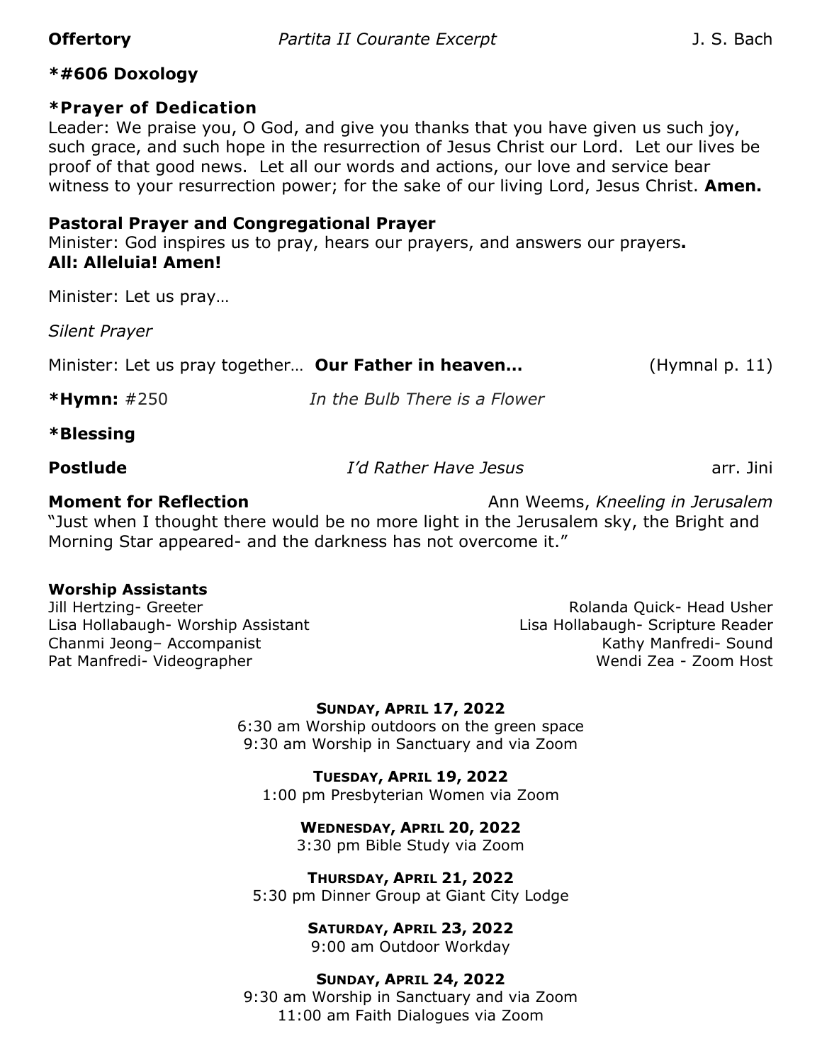**Offertory** *Partita II Courante Excerpt* J. S. Bach

**\*#606 Doxology**

**\*Prayer of Dedication**

Leader: We praise you, O God, and give you thanks that you have given us such joy, such grace, and such hope in the resurrection of Jesus Christ our Lord. Let our lives be proof of that good news. Let all our words and actions, our love and service bear witness to your resurrection power; for the sake of our living Lord, Jesus Christ. **Amen.**

**Pastoral Prayer and Congregational Prayer**

Minister: God inspires us to pray, hears our prayers, and answers our prayers**.**
**All: Alleluia! Amen!**

Minister: Let us pray…

*Silent Prayer*

Minister: Let us pray together… **Our Father in heaven…** (Hymnal p. 11)

**\*Hymn:** #250 *In the Bulb There is a Flower*

**\*Blessing**

**Postlude** *I'd Rather Have Jesus* arr. Jini

**Moment for Reflection** Ann Weems, *Kneeling in Jerusalem*

"Just when I thought there would be no more light in the Jerusalem sky, the Bright and Morning Star appeared- and the darkness has not overcome it."

**Worship Assistants**

Jill Hertzing- Greeter
Lisa Hollabaugh- Worship Assistant
Chanmi Jeong– Accompanist
Pat Manfredi- Videographer
Rolanda Quick- Head Usher
Lisa Hollabaugh- Scripture Reader
Kathy Manfredi- Sound
Wendi Zea - Zoom Host

**SUNDAY, APRIL 17, 2022**
6:30 am Worship outdoors on the green space
9:30 am Worship in Sanctuary and via Zoom

**TUESDAY, APRIL 19, 2022**
1:00 pm Presbyterian Women via Zoom

**WEDNESDAY, APRIL 20, 2022**
3:30 pm Bible Study via Zoom

**THURSDAY, APRIL 21, 2022**
5:30 pm Dinner Group at Giant City Lodge

**SATURDAY, APRIL 23, 2022**
9:00 am Outdoor Workday

**SUNDAY, APRIL 24, 2022**
9:30 am Worship in Sanctuary and via Zoom
11:00 am Faith Dialogues via Zoom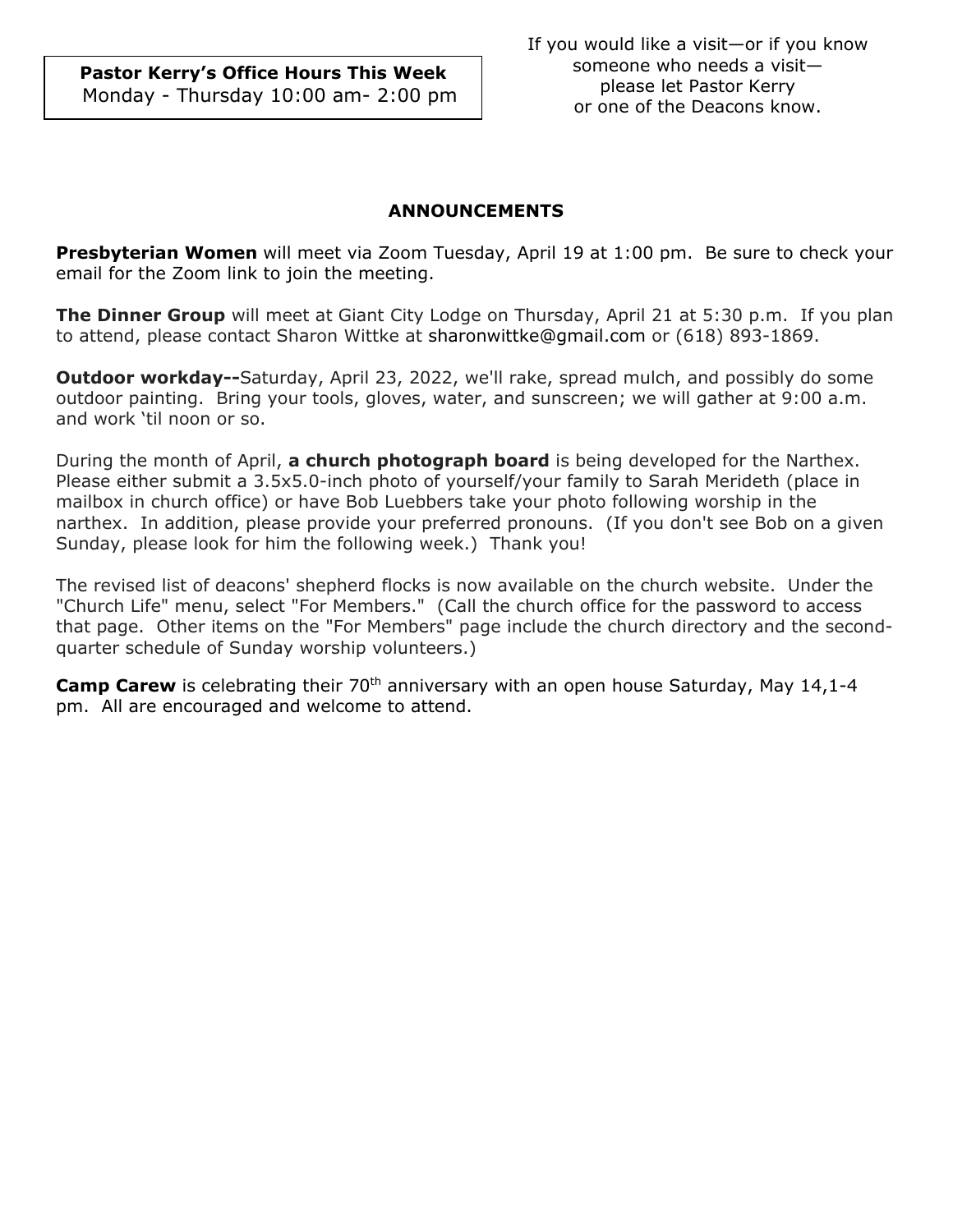**Pastor Kerry's Office Hours This Week**
Monday - Thursday 10:00 am- 2:00 pm

If you would like a visit—or if you know someone who needs a visit— please let Pastor Kerry or one of the Deacons know.

## ANNOUNCEMENTS

**Presbyterian Women** will meet via Zoom Tuesday, April 19 at 1:00 pm. Be sure to check your email for the Zoom link to join the meeting.

**The Dinner Group** will meet at Giant City Lodge on Thursday, April 21 at 5:30 p.m. If you plan to attend, please contact Sharon Wittke at sharonwittke@gmail.com or (618) 893-1869.

**Outdoor workday--**Saturday, April 23, 2022, we'll rake, spread mulch, and possibly do some outdoor painting. Bring your tools, gloves, water, and sunscreen; we will gather at 9:00 a.m. and work 'til noon or so.

During the month of April, **a church photograph board** is being developed for the Narthex. Please either submit a 3.5x5.0-inch photo of yourself/your family to Sarah Merideth (place in mailbox in church office) or have Bob Luebbers take your photo following worship in the narthex. In addition, please provide your preferred pronouns. (If you don't see Bob on a given Sunday, please look for him the following week.) Thank you!

The revised list of deacons' shepherd flocks is now available on the church website. Under the "Church Life" menu, select "For Members." (Call the church office for the password to access that page. Other items on the "For Members" page include the church directory and the second-quarter schedule of Sunday worship volunteers.)

**Camp Carew** is celebrating their 70th anniversary with an open house Saturday, May 14,1-4 pm. All are encouraged and welcome to attend.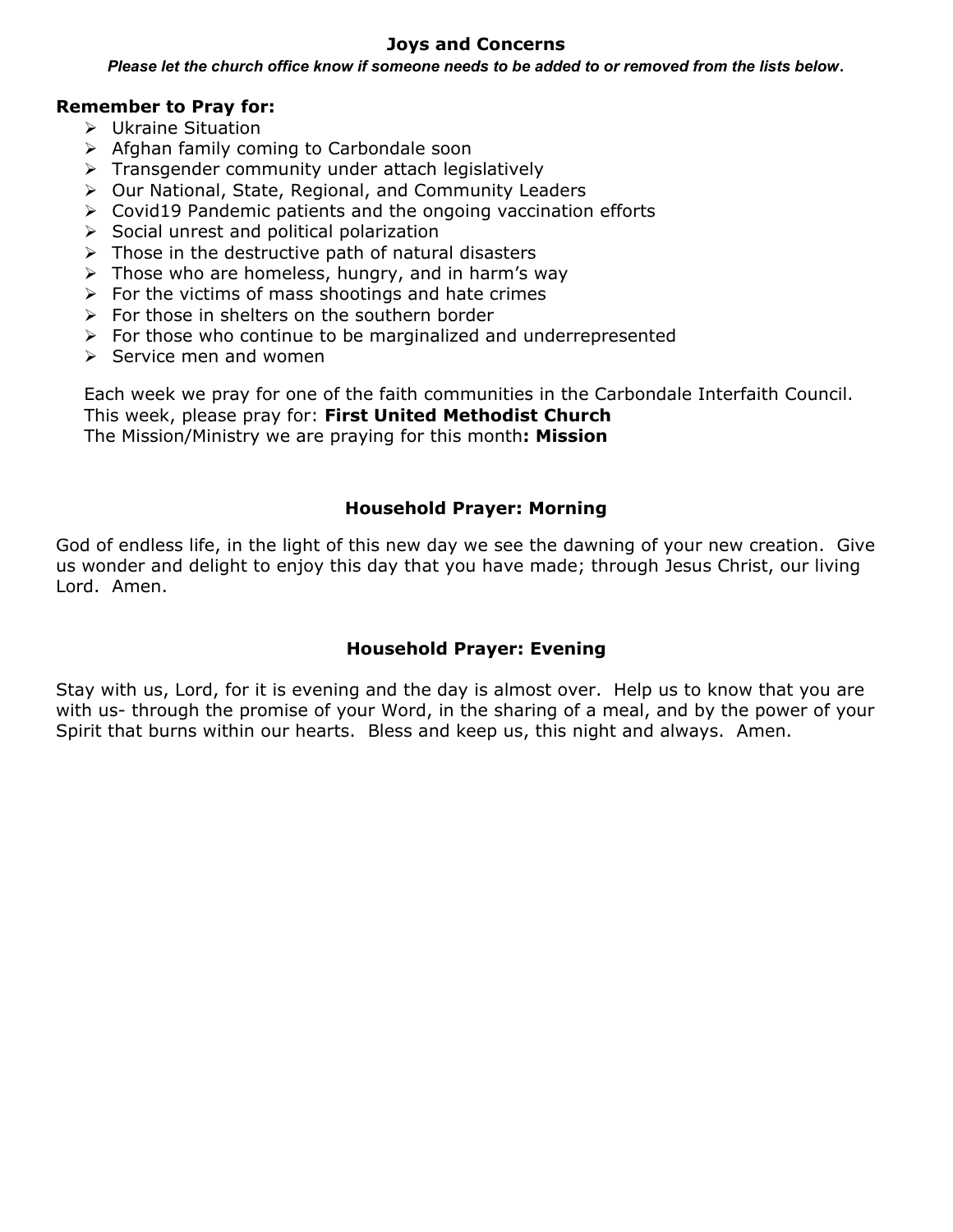## Joys and Concerns

***Please let the church office know if someone needs to be added to or removed from the lists below.***

**Remember to Pray for:**

- Ukraine Situation
- Afghan family coming to Carbondale soon
- Transgender community under attach legislatively
- Our National, State, Regional, and Community Leaders
- Covid19 Pandemic patients and the ongoing vaccination efforts
- Social unrest and political polarization
- Those in the destructive path of natural disasters
- Those who are homeless, hungry, and in harm's way
- For the victims of mass shootings and hate crimes
- For those in shelters on the southern border
- For those who continue to be marginalized and underrepresented
- Service men and women

Each week we pray for one of the faith communities in the Carbondale Interfaith Council.
This week, please pray for: **First United Methodist Church**
The Mission/Ministry we are praying for this month**: Mission**

## Household Prayer: Morning

God of endless life, in the light of this new day we see the dawning of your new creation. Give us wonder and delight to enjoy this day that you have made; through Jesus Christ, our living Lord. Amen.

## Household Prayer: Evening

Stay with us, Lord, for it is evening and the day is almost over. Help us to know that you are with us- through the promise of your Word, in the sharing of a meal, and by the power of your Spirit that burns within our hearts. Bless and keep us, this night and always. Amen.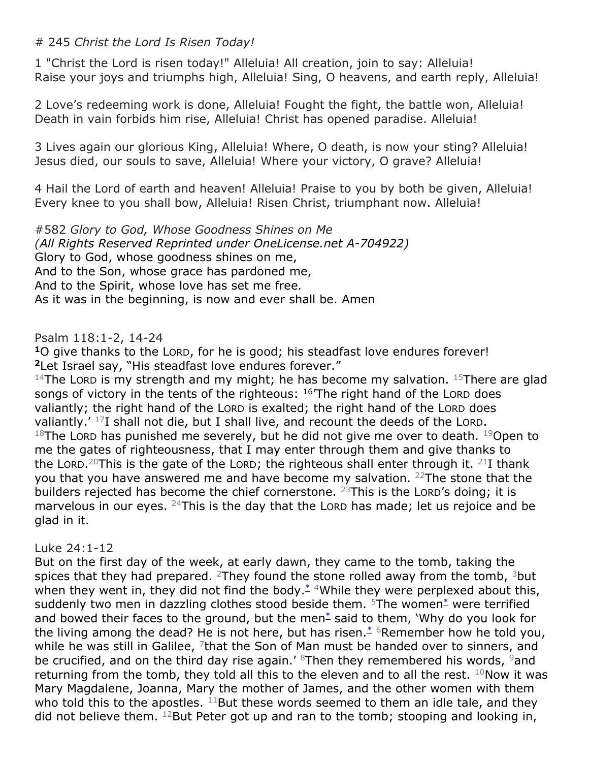# 245 *Christ the Lord Is Risen Today!*

1 "Christ the Lord is risen today!" Alleluia! All creation, join to say: Alleluia!
Raise your joys and triumphs high, Alleluia! Sing, O heavens, and earth reply, Alleluia!

2 Love's redeeming work is done, Alleluia! Fought the fight, the battle won, Alleluia!
Death in vain forbids him rise, Alleluia! Christ has opened paradise. Alleluia!

3 Lives again our glorious King, Alleluia! Where, O death, is now your sting? Alleluia!
Jesus died, our souls to save, Alleluia! Where your victory, O grave? Alleluia!

4 Hail the Lord of earth and heaven! Alleluia! Praise to you by both be given, Alleluia!
Every knee to you shall bow, Alleluia! Risen Christ, triumphant now. Alleluia!

#582 *Glory to God, Whose Goodness Shines on Me*
*(All Rights Reserved Reprinted under OneLicense.net A-704922)*
Glory to God, whose goodness shines on me,
And to the Son, whose grace has pardoned me,
And to the Spirit, whose love has set me free.
As it was in the beginning, is now and ever shall be. Amen

Psalm 118:1-2, 14-24
**1**O give thanks to the LORD, for he is good; his steadfast love endures forever!
**2**Let Israel say, "His steadfast love endures forever."
14The LORD is my strength and my might; he has become my salvation. 15There are glad songs of victory in the tents of the righteous: 16'The right hand of the LORD does valiantly; the right hand of the LORD is exalted; the right hand of the LORD does valiantly.' 17I shall not die, but I shall live, and recount the deeds of the LORD. 18The LORD has punished me severely, but he did not give me over to death. 19Open to me the gates of righteousness, that I may enter through them and give thanks to the LORD.20This is the gate of the LORD; the righteous shall enter through it. 21I thank you that you have answered me and have become my salvation. 22The stone that the builders rejected has become the chief cornerstone. 23This is the LORD's doing; it is marvelous in our eyes. 24This is the day that the LORD has made; let us rejoice and be glad in it.

Luke 24:1-12
But on the first day of the week, at early dawn, they came to the tomb, taking the spices that they had prepared. 2They found the stone rolled away from the tomb, 3but when they went in, they did not find the body.* 4While they were perplexed about this, suddenly two men in dazzling clothes stood beside them. 5The women* were terrified and bowed their faces to the ground, but the men* said to them, 'Why do you look for the living among the dead? He is not here, but has risen.* 6Remember how he told you, while he was still in Galilee, 7that the Son of Man must be handed over to sinners, and be crucified, and on the third day rise again.' 8Then they remembered his words, 9and returning from the tomb, they told all this to the eleven and to all the rest. 10Now it was Mary Magdalene, Joanna, Mary the mother of James, and the other women with them who told this to the apostles. 11But these words seemed to them an idle tale, and they did not believe them. 12But Peter got up and ran to the tomb; stooping and looking in,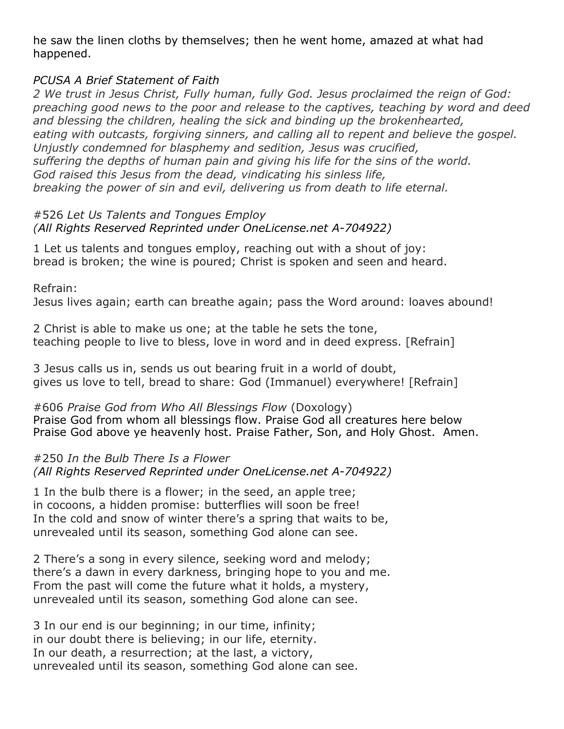he saw the linen cloths by themselves; then he went home, amazed at what had happened.

*PCUSA A Brief Statement of Faith*

*2 We trust in Jesus Christ, Fully human, fully God. Jesus proclaimed the reign of God: preaching good news to the poor and release to the captives, teaching by word and deed and blessing the children, healing the sick and binding up the brokenhearted, eating with outcasts, forgiving sinners, and calling all to repent and believe the gospel. Unjustly condemned for blasphemy and sedition, Jesus was crucified, suffering the depths of human pain and giving his life for the sins of the world. God raised this Jesus from the dead, vindicating his sinless life, breaking the power of sin and evil, delivering us from death to life eternal.*

#526 *Let Us Talents and Tongues Employ*
*(All Rights Reserved Reprinted under OneLicense.net A-704922)*

1 Let us talents and tongues employ, reaching out with a shout of joy:
bread is broken; the wine is poured; Christ is spoken and seen and heard.

Refrain:
Jesus lives again; earth can breathe again; pass the Word around: loaves abound!

2 Christ is able to make us one; at the table he sets the tone,
teaching people to live to bless, love in word and in deed express. [Refrain]

3 Jesus calls us in, sends us out bearing fruit in a world of doubt,
gives us love to tell, bread to share: God (Immanuel) everywhere! [Refrain]

#606 *Praise God from Who All Blessings Flow* (Doxology)
Praise God from whom all blessings flow. Praise God all creatures here below
Praise God above ye heavenly host. Praise Father, Son, and Holy Ghost. Amen.

#250 *In the Bulb There Is a Flower*
*(All Rights Reserved Reprinted under OneLicense.net A-704922)*

1 In the bulb there is a flower; in the seed, an apple tree;
in cocoons, a hidden promise: butterflies will soon be free!
In the cold and snow of winter there's a spring that waits to be,
unrevealed until its season, something God alone can see.

2 There's a song in every silence, seeking word and melody;
there's a dawn in every darkness, bringing hope to you and me.
From the past will come the future what it holds, a mystery,
unrevealed until its season, something God alone can see.

3 In our end is our beginning; in our time, infinity;
in our doubt there is believing; in our life, eternity.
In our death, a resurrection; at the last, a victory,
unrevealed until its season, something God alone can see.